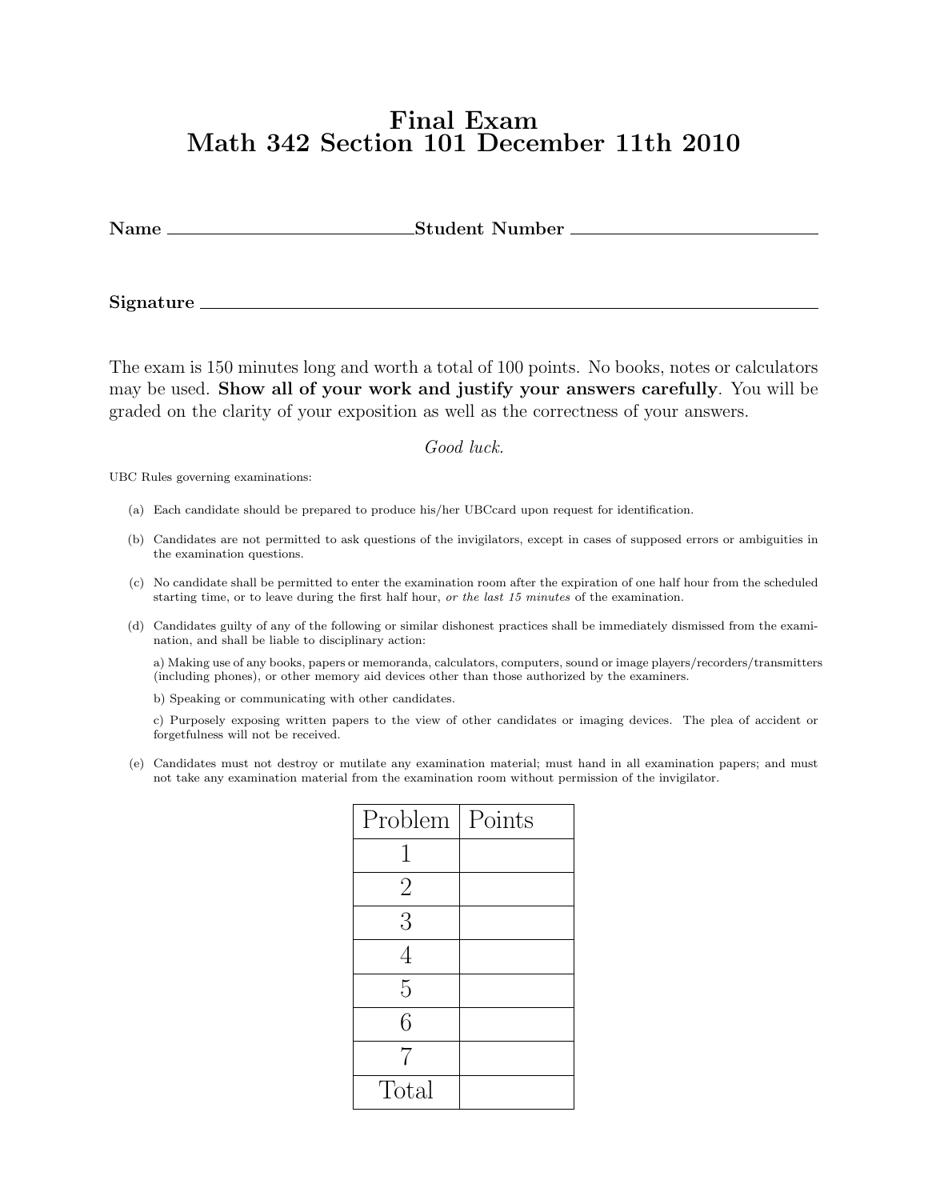# Final Exam
# Math 342 Section 101 December 11th 2010

**Name** ____________________________ **Student Number** ____________________________

**Signature** ________________________________________________________________

The exam is 150 minutes long and worth a total of 100 points. No books, notes or calculators may be used. **Show all of your work and justify your answers carefully**. You will be graded on the clarity of your exposition as well as the correctness of your answers.

*Good luck.*

UBC Rules governing examinations:

(a) Each candidate should be prepared to produce his/her UBCcard upon request for identification.

(b) Candidates are not permitted to ask questions of the invigilators, except in cases of supposed errors or ambiguities in the examination questions.

(c) No candidate shall be permitted to enter the examination room after the expiration of one half hour from the scheduled starting time, or to leave during the first half hour, *or the last 15 minutes* of the examination.

(d) Candidates guilty of any of the following or similar dishonest practices shall be immediately dismissed from the examination, and shall be liable to disciplinary action:

a) Making use of any books, papers or memoranda, calculators, computers, sound or image players/recorders/transmitters (including phones), or other memory aid devices other than those authorized by the examiners.

b) Speaking or communicating with other candidates.

c) Purposely exposing written papers to the view of other candidates or imaging devices. The plea of accident or forgetfulness will not be received.

(e) Candidates must not destroy or mutilate any examination material; must hand in all examination papers; and must not take any examination material from the examination room without permission of the invigilator.

| Problem | Points |
|---|---|
| 1 | |
| 2 | |
| 3 | |
| 4 | |
| 5 | |
| 6 | |
| 7 | |
| Total | |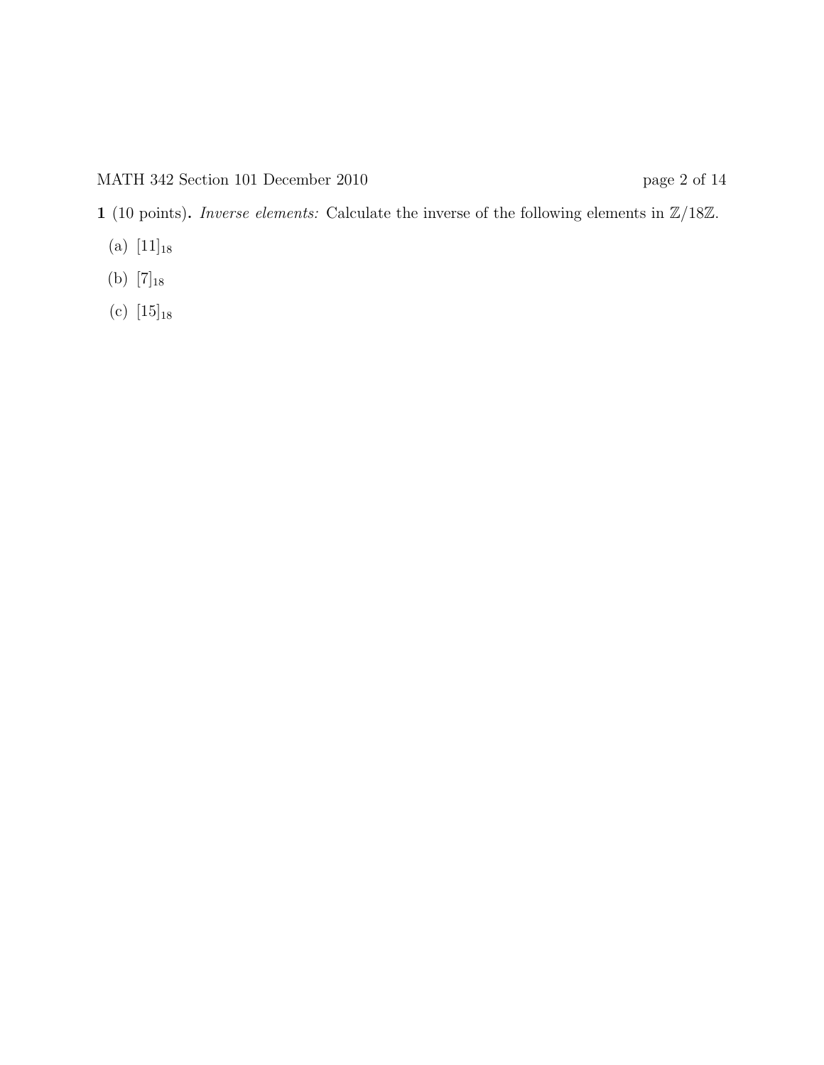**1** (10 points)**.** *Inverse elements:* Calculate the inverse of the following elements in $\mathbb{Z}/18\mathbb{Z}$.

(a) $[11]_{18}$

(b) $[7]_{18}$

(c) $[15]_{18}$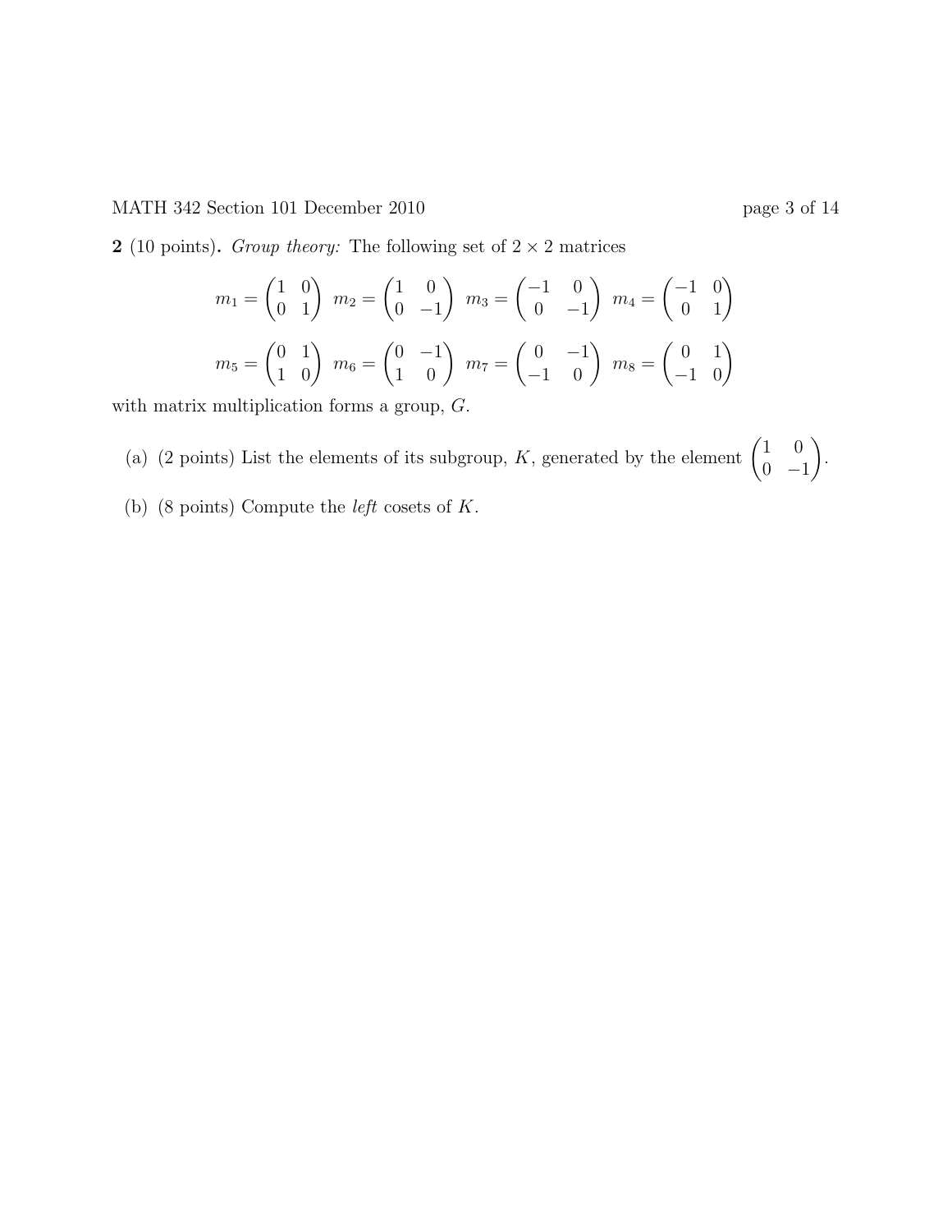**2** (10 points)**.** *Group theory:* The following set of $2 \times 2$ matrices

$$m_1 = \begin{pmatrix} 1 & 0 \\ 0 & 1 \end{pmatrix} \; m_2 = \begin{pmatrix} 1 & 0 \\ 0 & -1 \end{pmatrix} \; m_3 = \begin{pmatrix} -1 & 0 \\ 0 & -1 \end{pmatrix} \; m_4 = \begin{pmatrix} -1 & 0 \\ 0 & 1 \end{pmatrix}$$

$$m_5 = \begin{pmatrix} 0 & 1 \\ 1 & 0 \end{pmatrix} \; m_6 = \begin{pmatrix} 0 & -1 \\ 1 & 0 \end{pmatrix} \; m_7 = \begin{pmatrix} 0 & -1 \\ -1 & 0 \end{pmatrix} \; m_8 = \begin{pmatrix} 0 & 1 \\ -1 & 0 \end{pmatrix}$$

with matrix multiplication forms a group, $G$.

(a) (2 points) List the elements of its subgroup, $K$, generated by the element $\begin{pmatrix} 1 & 0 \\ 0 & -1 \end{pmatrix}$.

(b) (8 points) Compute the *left* cosets of $K$.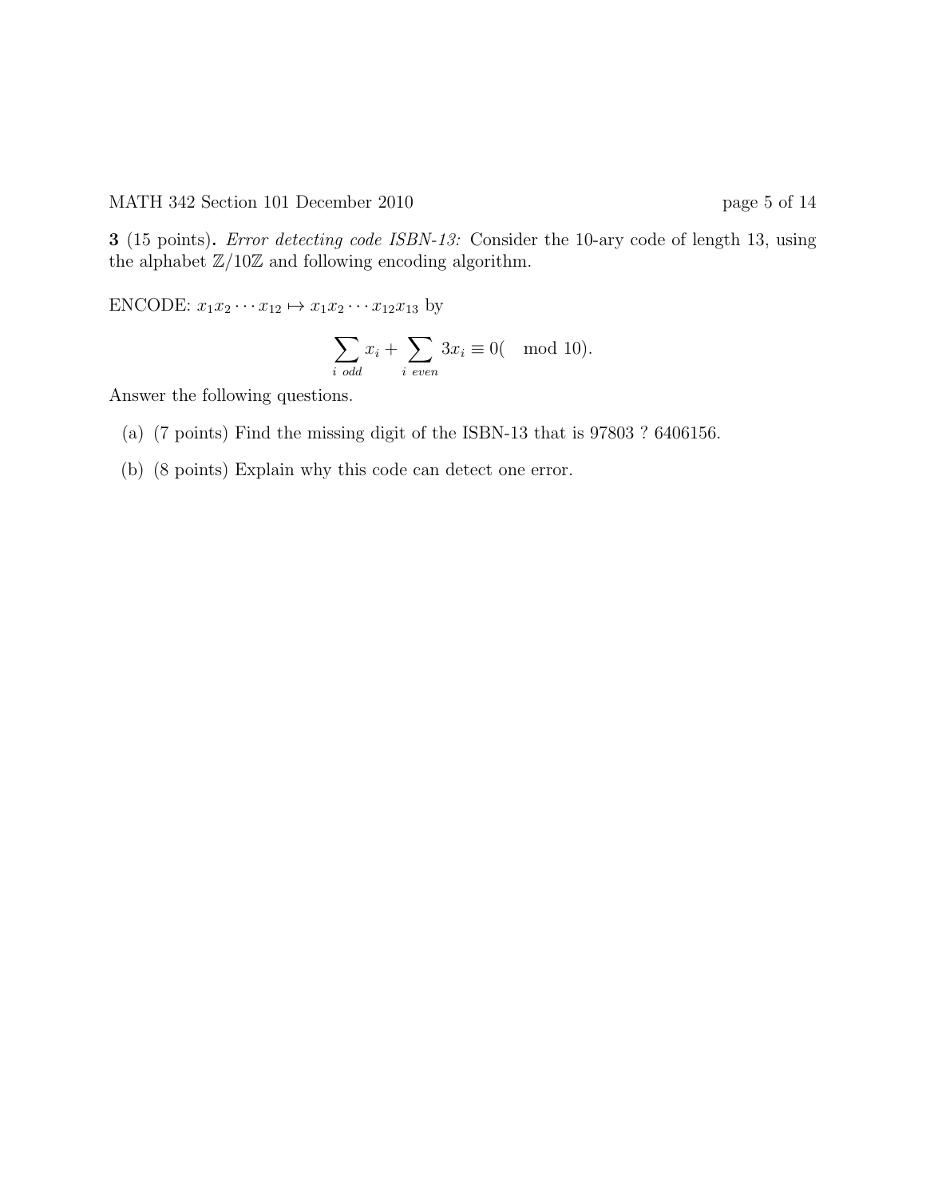**3** (15 points)**.** *Error detecting code ISBN-13:* Consider the 10-ary code of length 13, using the alphabet $\mathbb{Z}/10\mathbb{Z}$ and following encoding algorithm.

ENCODE: $x_1 x_2 \cdots x_{12} \mapsto x_1 x_2 \cdots x_{12} x_{13}$ by

$$\sum_{i\ odd} x_i + \sum_{i\ even} 3x_i \equiv 0( \mod 10).$$

Answer the following questions.

(a) (7 points) Find the missing digit of the ISBN-13 that is 97803 ? 6406156.

(b) (8 points) Explain why this code can detect one error.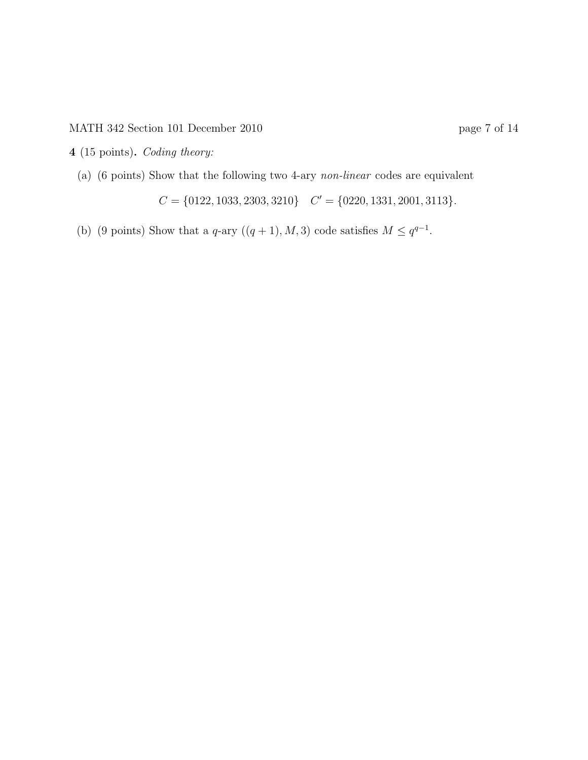**4** (15 points)**.** *Coding theory:*

(a) (6 points) Show that the following two 4-ary *non-linear* codes are equivalent

$$C = \{0122, 1033, 2303, 3210\} \quad C' = \{0220, 1331, 2001, 3113\}.$$

(b) (9 points) Show that a $q$-ary $((q+1), M, 3)$ code satisfies $M \leq q^{q-1}$.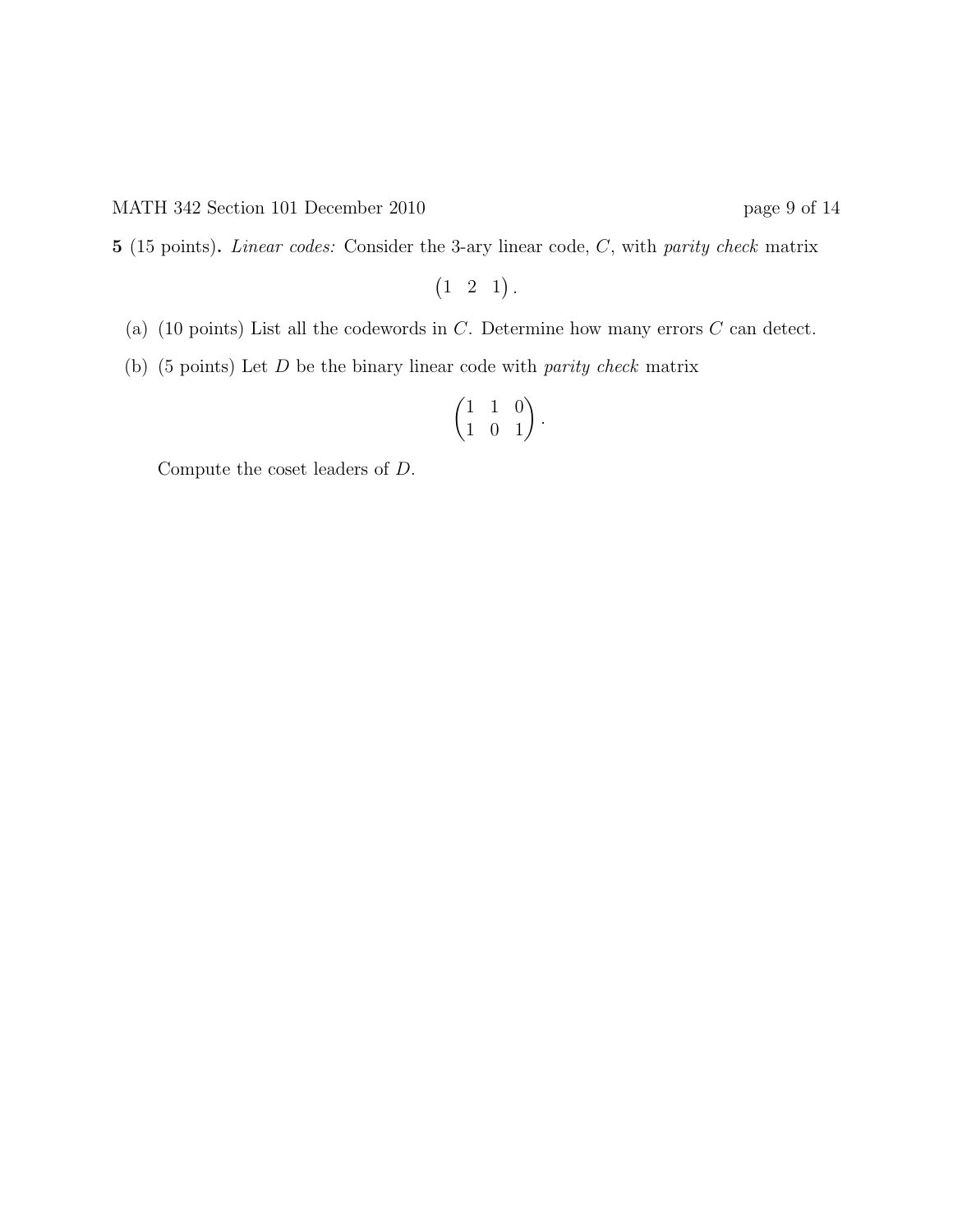**5** (15 points)**.** *Linear codes:* Consider the 3-ary linear code, $C$, with *parity check* matrix

$$\begin{pmatrix} 1 & 2 & 1 \end{pmatrix}.$$

(a) (10 points) List all the codewords in $C$. Determine how many errors $C$ can detect.

(b) (5 points) Let $D$ be the binary linear code with *parity check* matrix

$$\begin{pmatrix} 1 & 1 & 0 \\ 1 & 0 & 1 \end{pmatrix}.$$

Compute the coset leaders of $D$.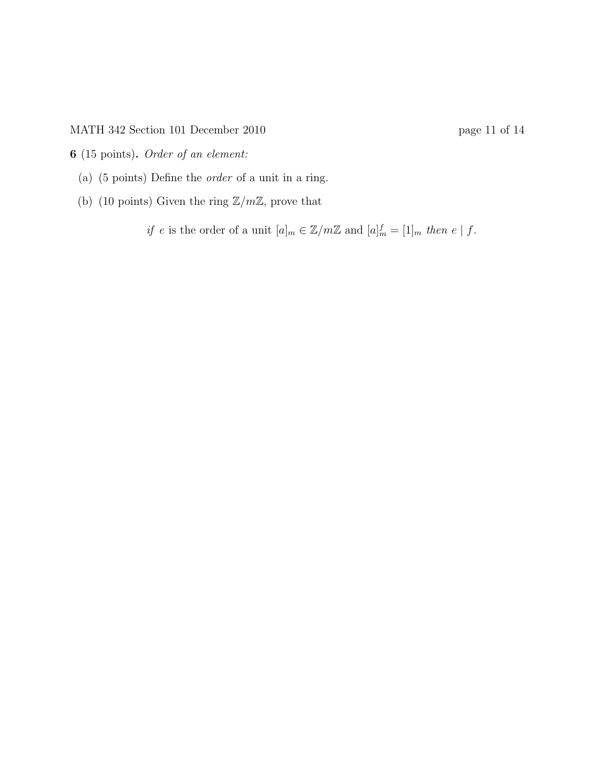**6** (15 points)**.** *Order of an element:*

(a) (5 points) Define the *order* of a unit in a ring.

(b) (10 points) Given the ring $\mathbb{Z}/m\mathbb{Z}$, prove that

$$\textit{if } e \text{ is the order of a unit } [a]_m \in \mathbb{Z}/m\mathbb{Z} \text{ and } [a]_m^f = [1]_m \textit{ then } e \mid f.$$